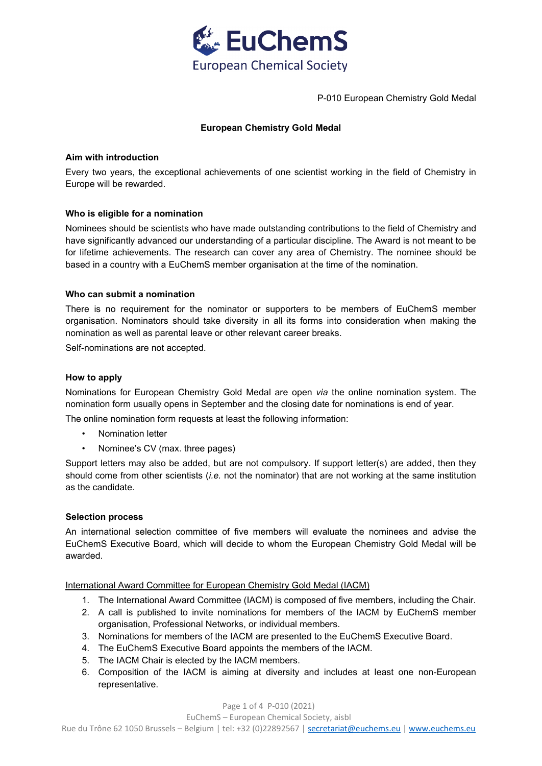P-010 European Chemistry Gold Medal

# European Chemistry Gold Medal

## Aim with introduction

Every two years, the exceptional achievements of one scientist working in the field of Chemistry in Europe will be rewarded.

## Who is eligible for a nomination

Nominees should be scientists who have made outstanding contributions to the field of Chemistry and have significantly advanced our understanding of a particular discipline. The Award is not meant to be for lifetime achievements. The research can cover any area of Chemistry. The nominee should be based in a country with a EuChemS member organisation at the time of the nomination.

## Who can submit a nomination

There is no requirement for the nominator or supporters to be members of EuChemS member organisation. Nominators should take diversity in all its forms into consideration when making the nomination as well as parental leave or other relevant career breaks.

Self-nominations are not accepted.

## How to apply

Nominations for European Chemistry Gold Medal are open *via* the online nomination system. The nomination form usually opens in September and the closing date for nominations is end of year.

The online nomination form requests at least the following information:

- Nomination letter
- Nominee's CV (max. three pages)

Support letters may also be added, but are not compulsory. If support letter(s) are added, then they should come from other scientists (*i.e.* not the nominator) that are not working at the same institution as the candidate.

## Selection process

An international selection committee of five members will evaluate the nominees and advise the EuChemS Executive Board, which will decide to whom the European Chemistry Gold Medal will be awarded.

<u>International Award Committee for European Chemistry Gold Medal (IACM)</u>

1. The International Award Committee (IACM) is composed of five members, including the Chair.
2. A call is published to invite nominations for members of the IACM by EuChemS member organisation, Professional Networks, or individual members.
3. Nominations for members of the IACM are presented to the EuChemS Executive Board.
4. The EuChemS Executive Board appoints the members of the IACM.
5. The IACM Chair is elected by the IACM members.
6. Composition of the IACM is aiming at diversity and includes at least one non-European representative.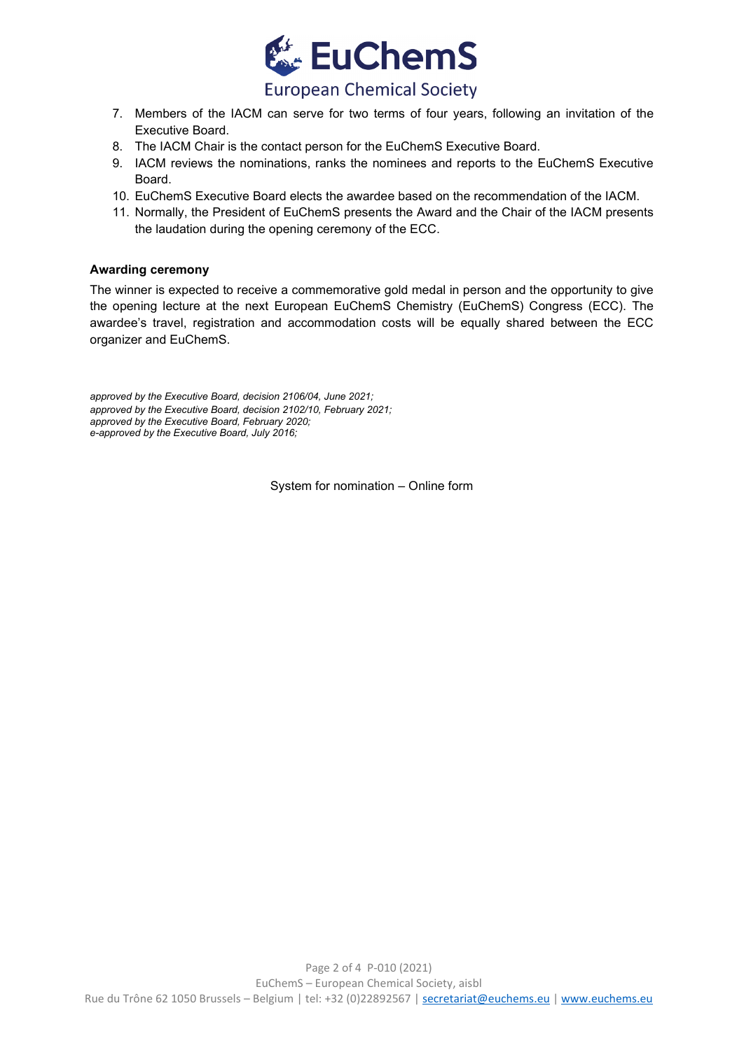7. Members of the IACM can serve for two terms of four years, following an invitation of the Executive Board.
8. The IACM Chair is the contact person for the EuChemS Executive Board.
9. IACM reviews the nominations, ranks the nominees and reports to the EuChemS Executive Board.
10. EuChemS Executive Board elects the awardee based on the recommendation of the IACM.
11. Normally, the President of EuChemS presents the Award and the Chair of the IACM presents the laudation during the opening ceremony of the ECC.

**Awarding ceremony**

The winner is expected to receive a commemorative gold medal in person and the opportunity to give the opening lecture at the next European EuChemS Chemistry (EuChemS) Congress (ECC). The awardee's travel, registration and accommodation costs will be equally shared between the ECC organizer and EuChemS.

*approved by the Executive Board, decision 2106/04, June 2021;*
*approved by the Executive Board, decision 2102/10, February 2021;*
*approved by the Executive Board, February 2020;*
*e-approved by the Executive Board, July 2016;*

System for nomination – Online form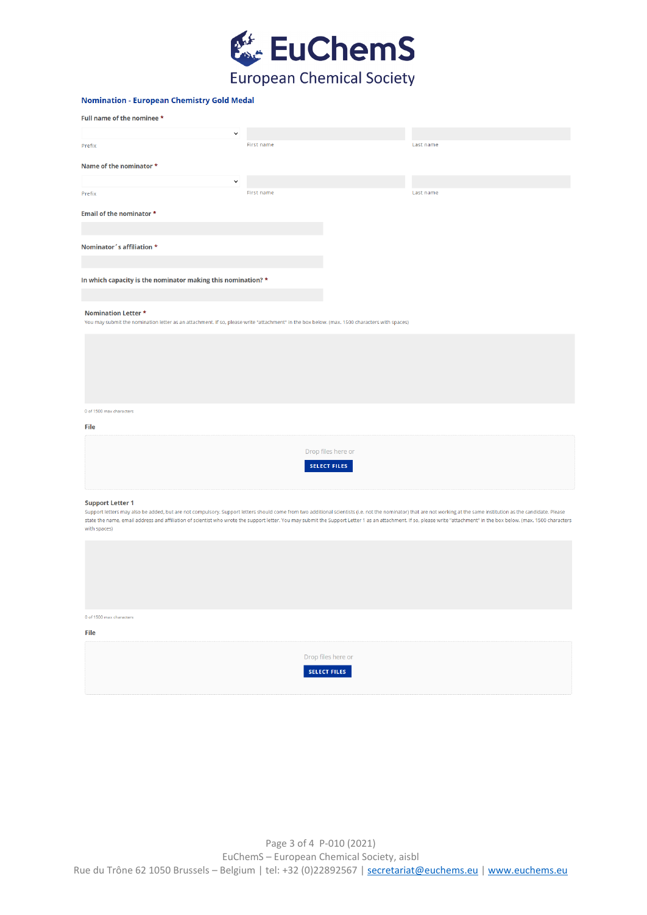# EuChemS

European Chemical Society

## Nomination - European Chemistry Gold Medal

**Full name of the nominee ***

Prefix | First name | Last name

**Name of the nominator ***

Prefix | First name | Last name

**Email of the nominator ***

**Nominator´s affiliation ***

**In which capacity is the nominator making this nomination? ***

**Nomination Letter ***

You may submit the nomination letter as an attachment. If so, please write "attachment" in the box below. (max. 1500 characters with spaces)

0 of 1500 max characters

**File**

Drop files here or

SELECT FILES

**Support Letter 1**

Support letters may also be added, but are not compulsory. Support letters should come from two additional scientists (i.e. not the nominator) that are not working at the same institution as the candidate. Please state the name, email address and affiliation of scientist who wrote the support letter. You may submit the Support Letter 1 as an attachment. If so, please write "attachment" in the box below. (max. 1500 characters with spaces)

0 of 1500 max characters

**File**

Drop files here or

SELECT FILES

P-010 (2021)

EuChemS – European Chemical Society, aisbl

Rue du Trône 62 1050 Brussels – Belgium | tel: +32 (0)22892567 | secretariat@euchems.eu | www.euchems.eu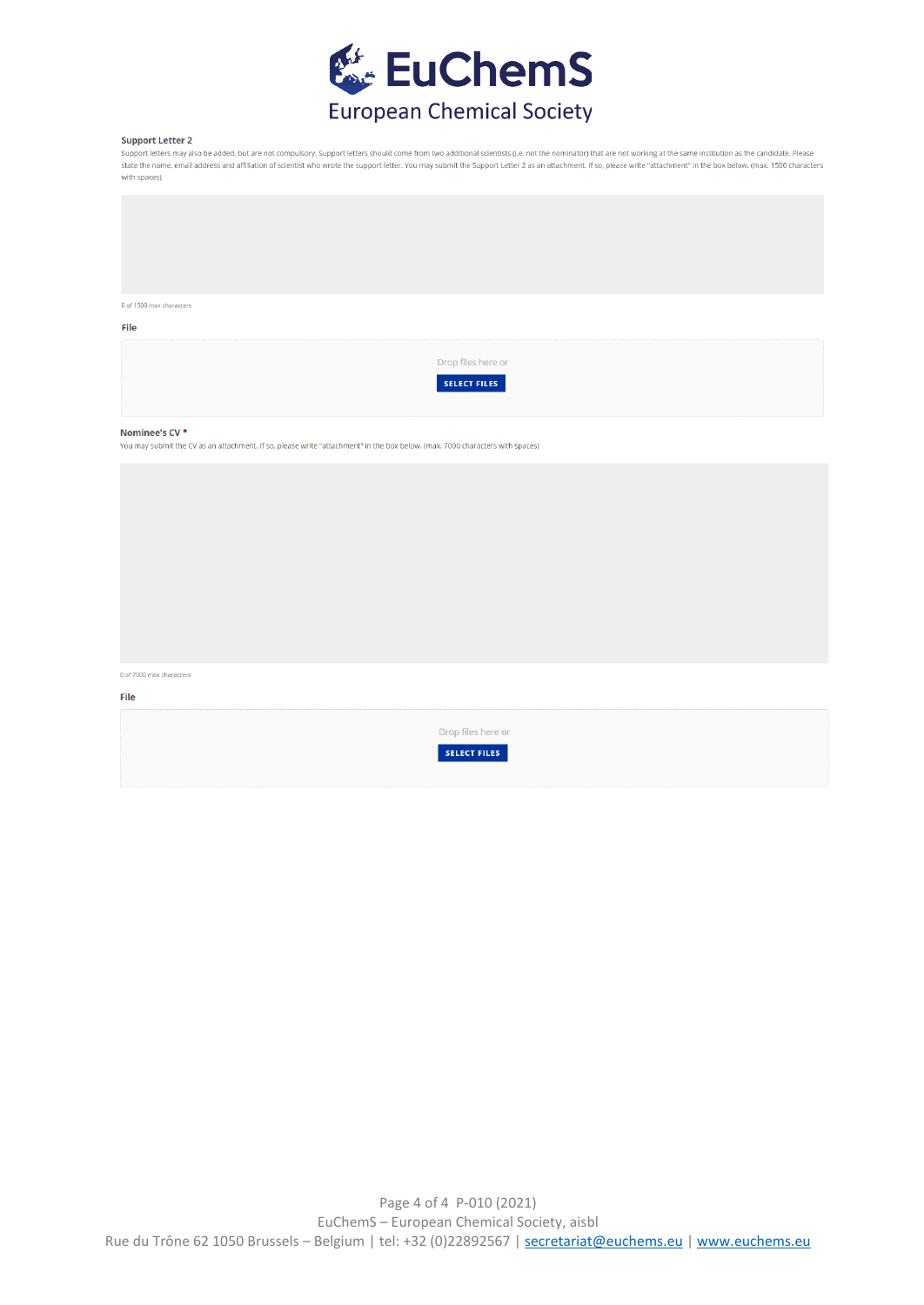**Support Letter 2**

Support letters may also be added, but are not compulsory. Support letters should come from two additional scientists (i.e. not the nominator) that are not working at the same institution as the candidate. Please state the name, email address and affiliation of scientist who wrote the support letter. You may submit the Support Letter 2 as an attachment. If so, please write "attachment" in the box below. (max. 1500 characters with spaces)

0 of 1500 max characters

**File**

Drop files here or

SELECT FILES

**Nominee's CV** *

You may submit the CV as an attachment. If so, please write "attachment" in the box below. (max. 7000 characters with spaces)

0 of 7000 max characters

**File**

Drop files here or

SELECT FILES